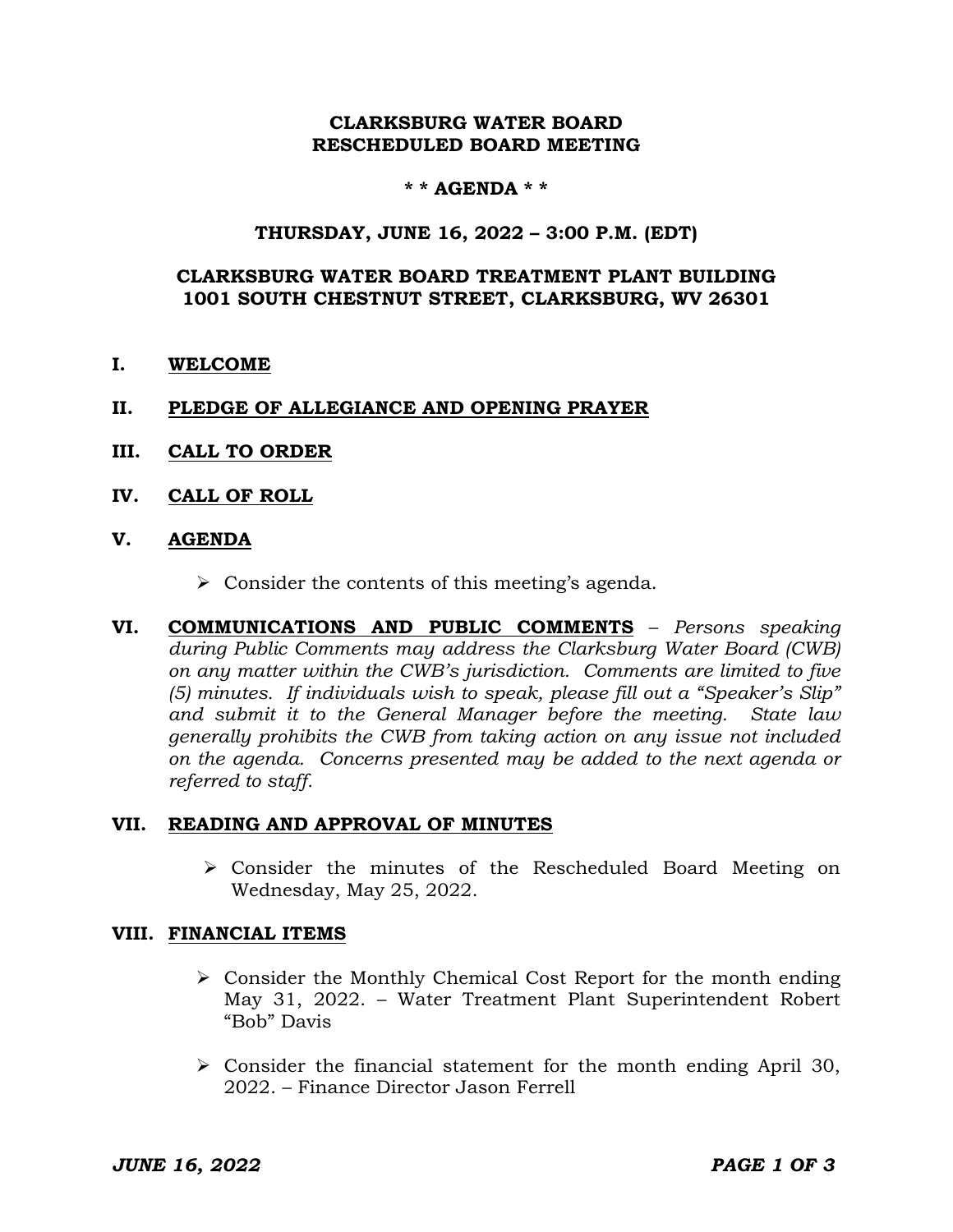**CLARKSBURG WATER BOARD**
**RESCHEDULED BOARD MEETING**

**\* \* AGENDA \* \***

**THURSDAY, JUNE 16, 2022 – 3:00 P.M. (EDT)**

**CLARKSBURG WATER BOARD TREATMENT PLANT BUILDING**
**1001 SOUTH CHESTNUT STREET, CLARKSBURG, WV 26301**

## I. WELCOME

## II. PLEDGE OF ALLEGIANCE AND OPENING PRAYER

## III. CALL TO ORDER

## IV. CALL OF ROLL

## V. AGENDA

- Consider the contents of this meeting's agenda.

## VI. COMMUNICATIONS AND PUBLIC COMMENTS

– *Persons speaking during Public Comments may address the Clarksburg Water Board (CWB) on any matter within the CWB's jurisdiction. Comments are limited to five (5) minutes. If individuals wish to speak, please fill out a "Speaker's Slip" and submit it to the General Manager before the meeting. State law generally prohibits the CWB from taking action on any issue not included on the agenda. Concerns presented may be added to the next agenda or referred to staff.*

## VII. READING AND APPROVAL OF MINUTES

- Consider the minutes of the Rescheduled Board Meeting on Wednesday, May 25, 2022.

## VIII. FINANCIAL ITEMS

- Consider the Monthly Chemical Cost Report for the month ending May 31, 2022. – Water Treatment Plant Superintendent Robert "Bob" Davis

- Consider the financial statement for the month ending April 30, 2022. – Finance Director Jason Ferrell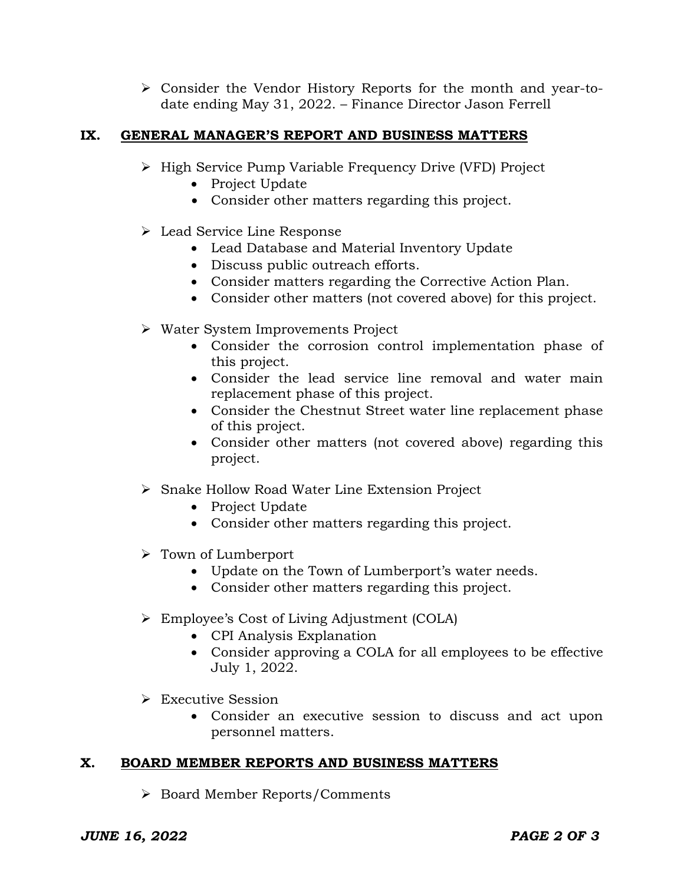- Consider the Vendor History Reports for the month and year-to-date ending May 31, 2022. – Finance Director Jason Ferrell

## IX. GENERAL MANAGER'S REPORT AND BUSINESS MATTERS

- High Service Pump Variable Frequency Drive (VFD) Project
  - Project Update
  - Consider other matters regarding this project.

- Lead Service Line Response
  - Lead Database and Material Inventory Update
  - Discuss public outreach efforts.
  - Consider matters regarding the Corrective Action Plan.
  - Consider other matters (not covered above) for this project.

- Water System Improvements Project
  - Consider the corrosion control implementation phase of this project.
  - Consider the lead service line removal and water main replacement phase of this project.
  - Consider the Chestnut Street water line replacement phase of this project.
  - Consider other matters (not covered above) regarding this project.

- Snake Hollow Road Water Line Extension Project
  - Project Update
  - Consider other matters regarding this project.

- Town of Lumberport
  - Update on the Town of Lumberport's water needs.
  - Consider other matters regarding this project.

- Employee's Cost of Living Adjustment (COLA)
  - CPI Analysis Explanation
  - Consider approving a COLA for all employees to be effective July 1, 2022.

- Executive Session
  - Consider an executive session to discuss and act upon personnel matters.

## X. BOARD MEMBER REPORTS AND BUSINESS MATTERS

- Board Member Reports/Comments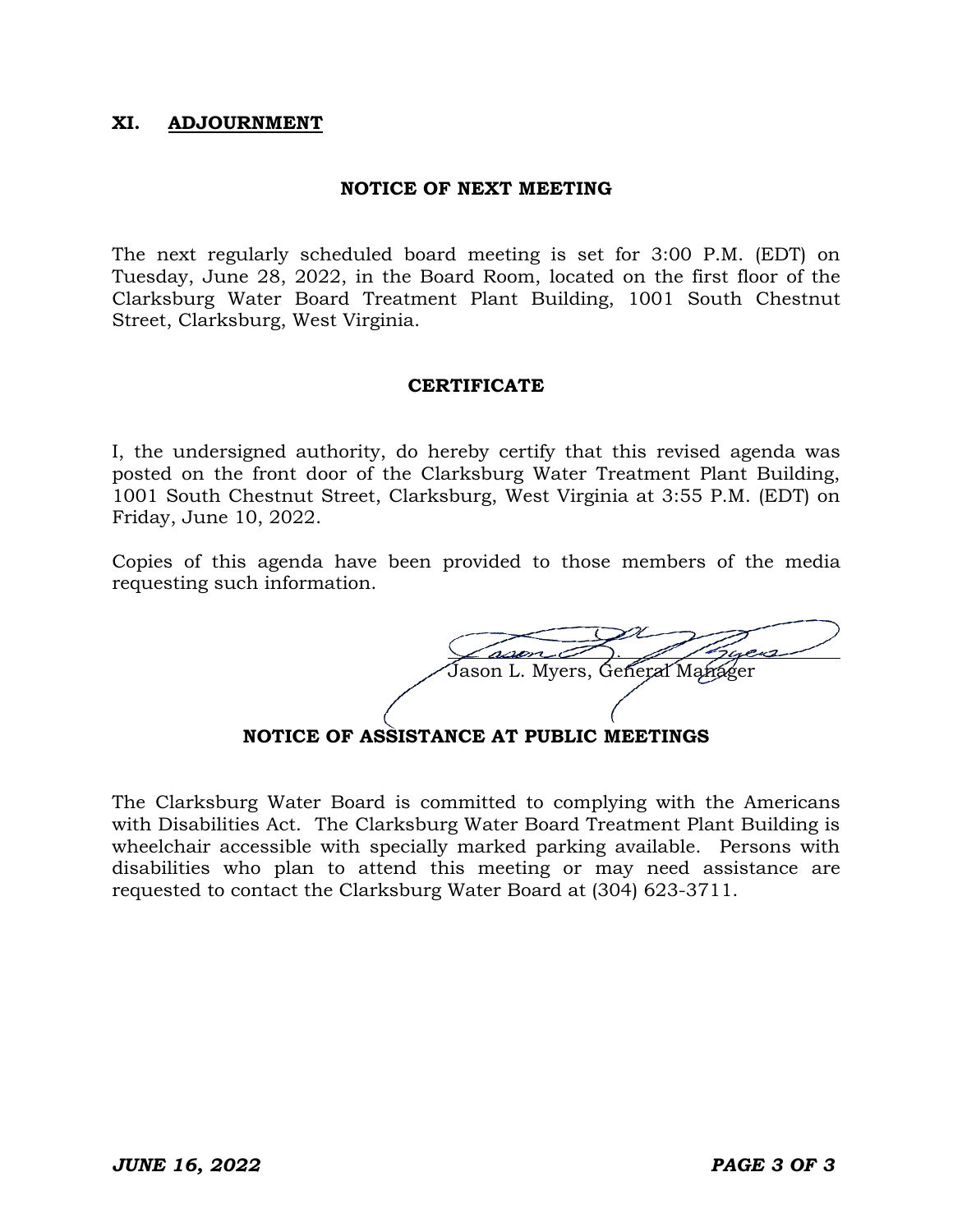## XI. ADJOURNMENT

### NOTICE OF NEXT MEETING

The next regularly scheduled board meeting is set for 3:00 P.M. (EDT) on Tuesday, June 28, 2022, in the Board Room, located on the first floor of the Clarksburg Water Board Treatment Plant Building, 1001 South Chestnut Street, Clarksburg, West Virginia.

### CERTIFICATE

I, the undersigned authority, do hereby certify that this revised agenda was posted on the front door of the Clarksburg Water Treatment Plant Building, 1001 South Chestnut Street, Clarksburg, West Virginia at 3:55 P.M. (EDT) on Friday, June 10, 2022.

Copies of this agenda have been provided to those members of the media requesting such information.

Jason L. Myers, General Manager

### NOTICE OF ASSISTANCE AT PUBLIC MEETINGS

The Clarksburg Water Board is committed to complying with the Americans with Disabilities Act. The Clarksburg Water Board Treatment Plant Building is wheelchair accessible with specially marked parking available. Persons with disabilities who plan to attend this meeting or may need assistance are requested to contact the Clarksburg Water Board at (304) 623-3711.